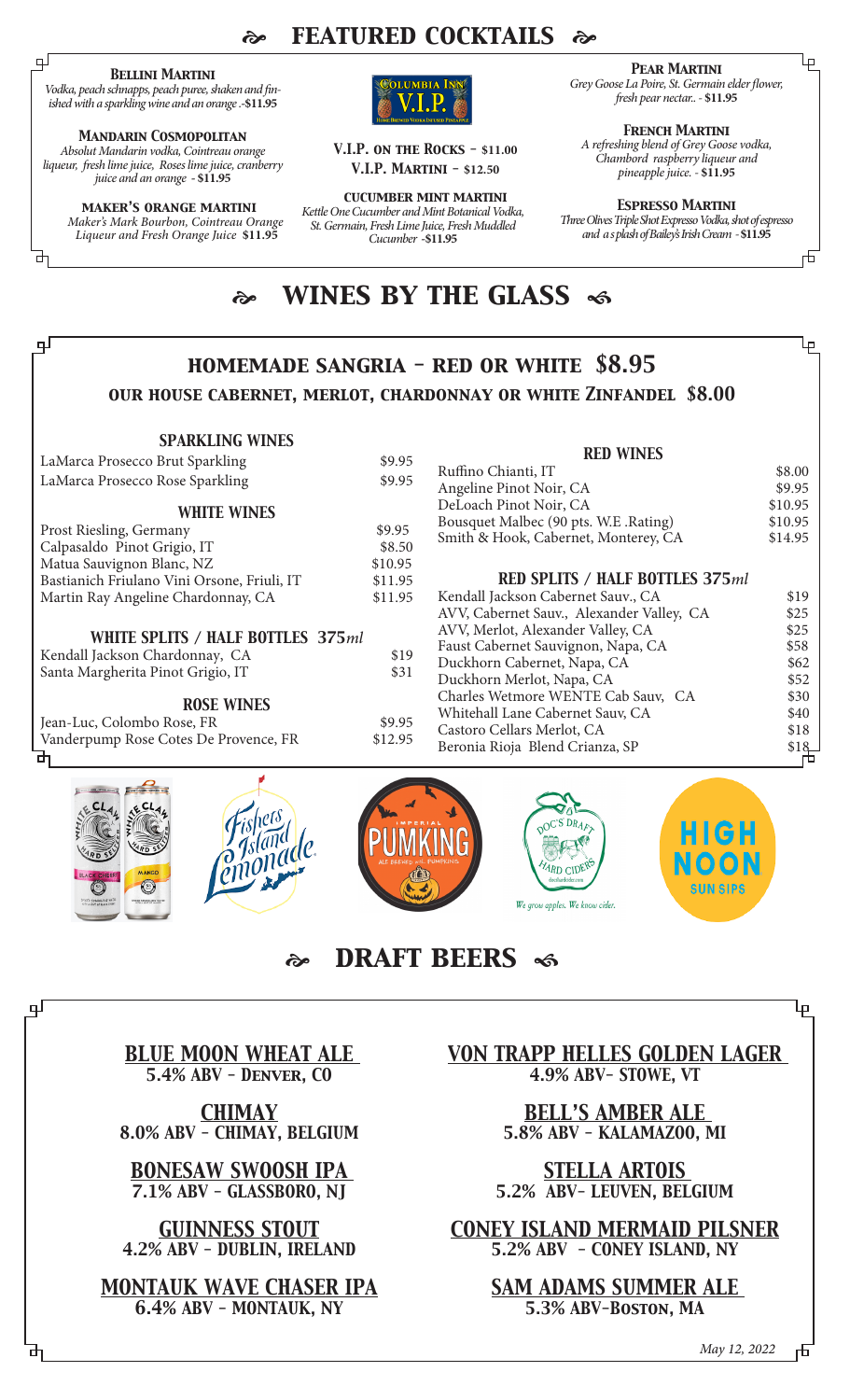# FEATURED COCKTAILS

**Bellini Martini**
*Vodka, peach schnapps, peach puree, shaken and finished with a sparkling wine and an orange* .-$11.95

**Mandarin Cosmopolitan**
*Absolut Mandarin vodka, Cointreau orange liqueur, fresh lime juice, Roses lime juice, cranberry juice and an orange* - $11.95

**Maker's Orange Martini**
*Maker's Mark Bourbon, Cointreau Orange Liqueur and Fresh Orange Juice* $11.95

Columbia Inn V.I.P.

**V.I.P. on the Rocks** - $11.00
**V.I.P. Martini** - $12.50

**Cucumber Mint Martini**
*Kettle One Cucumber and Mint Botanical Vodka, St. Germain, Fresh Lime Juice, Fresh Muddled Cucumber* -$11.95

**Pear Martini**
*Grey Goose La Poire, St. Germain elder flower, fresh pear nectar..* - $11.95

**French Martini**
*A refreshing blend of Grey Goose vodka, Chambord raspberry liqueur and pineapple juice.* - $11.95

**Espresso Martini**
*Three Olives Triple Shot Expresso Vodka, shot of espresso and a splash of Bailey's Irish Cream* - $11.95

# WINES BY THE GLASS

## Homemade Sangria - Red or White $8.95

### Our House Cabernet, Merlot, Chardonnay or White Zinfandel $8.00

### SPARKLING WINES

| | |
|---|---|
| LaMarca Prosecco Brut Sparkling | $9.95 |
| LaMarca Prosecco Rose Sparkling | $9.95 |

### WHITE WINES

| | |
|---|---|
| Prost Riesling, Germany | $9.95 |
| Calpasaldo Pinot Grigio, IT | $8.50 |
| Matua Sauvignon Blanc, NZ | $10.95 |
| Bastianich Friulano Vini Orsone, Friuli, IT | $11.95 |
| Martin Ray Angeline Chardonnay, CA | $11.95 |

### WHITE SPLITS / HALF BOTTLES 375*ml*

| | |
|---|---|
| Kendall Jackson Chardonnay, CA | $19 |
| Santa Margherita Pinot Grigio, IT | $31 |

### ROSE WINES

| | |
|---|---|
| Jean-Luc, Colombo Rose, FR | $9.95 |
| Vanderpump Rose Cotes De Provence, FR | $12.95 |

### RED WINES

| | |
|---|---|
| Ruffino Chianti, IT | $8.00 |
| Angeline Pinot Noir, CA | $9.95 |
| DeLoach Pinot Noir, CA | $10.95 |
| Bousquet Malbec (90 pts. W.E .Rating) | $10.95 |
| Smith & Hook, Cabernet, Monterey, CA | $14.95 |

### RED SPLITS / HALF BOTTLES 375*ml*

| | |
|---|---|
| Kendall Jackson Cabernet Sauv., CA | $19 |
| AVV, Cabernet Sauv., Alexander Valley, CA | $25 |
| AVV, Merlot, Alexander Valley, CA | $25 |
| Faust Cabernet Sauvignon, Napa, CA | $58 |
| Duckhorn Cabernet, Napa, CA | $62 |
| Duckhorn Merlot, Napa, CA | $52 |
| Charles Wetmore WENTE Cab Sauv, CA | $30 |
| Whitehall Lane Cabernet Sauv, CA | $40 |
| Castoro Cellars Merlot, CA | $18 |
| Beronia Rioja Blend Crianza, SP | $18 |

# DRAFT BEERS

**Blue Moon Wheat Ale**
5.4% ABV - Denver, CO

**Chimay**
8.0% ABV - Chimay, Belgium

**Bonesaw Swoosh IPA**
7.1% ABV - Glassboro, NJ

**Guinness Stout**
4.2% ABV - Dublin, Ireland

**Montauk Wave Chaser IPA**
6.4% ABV - Montauk, NY

**Von Trapp Helles Golden Lager**
4.9% ABV- Stowe, VT

**Bell's Amber Ale**
5.8% ABV - Kalamazoo, MI

**Stella Artois**
5.2% ABV- Leuven, Belgium

**Coney Island Mermaid Pilsner**
5.2% ABV - Coney Island, NY

**Sam Adams Summer Ale**
5.3% ABV-Boston, MA

*May 12, 2022*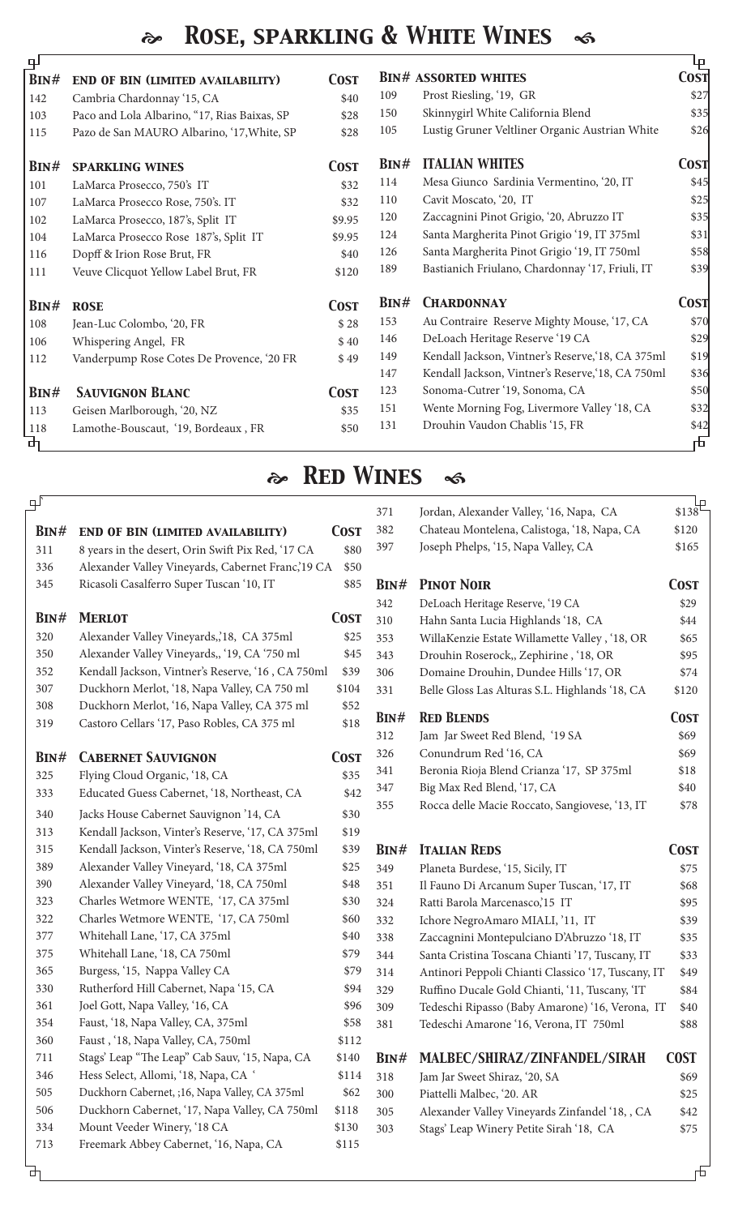# Rose, sparkling & White Wines

| BIN# | END OF BIN (LIMITED AVAILABILITY) | COST |
|---|---|---|
| 142 | Cambria Chardonnay '15, CA | $40 |
| 103 | Paco and Lola Albarino, "17, Rias Baixas, SP | $28 |
| 115 | Pazo de San MAURO Albarino, '17,White, SP | $28 |

| BIN# | SPARKLING WINES | COST |
|---|---|---|
| 101 | LaMarca Prosecco, 750's IT | $32 |
| 107 | LaMarca Prosecco Rose, 750's. IT | $32 |
| 102 | LaMarca Prosecco, 187's, Split IT | $9.95 |
| 104 | LaMarca Prosecco Rose 187's, Split IT | $9.95 |
| 116 | Dopff & Irion Rose Brut, FR | $40 |
| 111 | Veuve Clicquot Yellow Label Brut, FR | $120 |

| BIN# | ROSE | COST |
|---|---|---|
| 108 | Jean-Luc Colombo, '20, FR | $ 28 |
| 106 | Whispering Angel, FR | $ 40 |
| 112 | Vanderpump Rose Cotes De Provence, '20 FR | $ 49 |

| BIN# | SAUVIGNON BLANC | COST |
|---|---|---|
| 113 | Geisen Marlborough, '20, NZ | $35 |
| 118 | Lamothe-Bouscaut, '19, Bordeaux , FR | $50 |

| BIN# | ASSORTED WHITES | COST |
|---|---|---|
| 109 | Prost Riesling, '19, GR | $27 |
| 150 | Skinnygirl White California Blend | $35 |
| 105 | Lustig Gruner Veltliner Organic Austrian White | $26 |

| BIN# | ITALIAN WHITES | COST |
|---|---|---|
| 114 | Mesa Giunco Sardinia Vermentino, '20, IT | $45 |
| 110 | Cavit Moscato, '20, IT | $25 |
| 120 | Zaccagnini Pinot Grigio, '20, Abruzzo IT | $35 |
| 124 | Santa Margherita Pinot Grigio '19, IT 375ml | $31 |
| 126 | Santa Margherita Pinot Grigio '19, IT 750ml | $58 |
| 189 | Bastianich Friulano, Chardonnay '17, Friuli, IT | $39 |

| BIN# | CHARDONNAY | COST |
|---|---|---|
| 153 | Au Contraire Reserve Mighty Mouse, '17, CA | $70 |
| 146 | DeLoach Heritage Reserve '19 CA | $29 |
| 149 | Kendall Jackson, Vintner's Reserve,'18, CA 375ml | $19 |
| 147 | Kendall Jackson, Vintner's Reserve,'18, CA 750ml | $36 |
| 123 | Sonoma-Cutrer '19, Sonoma, CA | $50 |
| 151 | Wente Morning Fog, Livermore Valley '18, CA | $32 |
| 131 | Drouhin Vaudon Chablis '15, FR | $42 |

# Red Wines

| BIN# | END OF BIN (LIMITED AVAILABILITY) | COST |
|---|---|---|
| 311 | 8 years in the desert, Orin Swift Pix Red, '17 CA | $80 |
| 336 | Alexander Valley Vineyards, Cabernet Franc,'19 CA | $50 |
| 345 | Ricasoli Casalferro Super Tuscan '10, IT | $85 |

| BIN# | MERLOT | COST |
|---|---|---|
| 320 | Alexander Valley Vineyards,,'18, CA 375ml | $25 |
| 350 | Alexander Valley Vineyards,, '19, CA '750 ml | $45 |
| 352 | Kendall Jackson, Vintner's Reserve, '16 , CA 750ml | $39 |
| 307 | Duckhorn Merlot, '18, Napa Valley, CA 750 ml | $104 |
| 308 | Duckhorn Merlot, '16, Napa Valley, CA 375 ml | $52 |
| 319 | Castoro Cellars '17, Paso Robles, CA 375 ml | $18 |

| BIN# | CABERNET SAUVIGNON | COST |
|---|---|---|
| 325 | Flying Cloud Organic, '18, CA | $35 |
| 333 | Educated Guess Cabernet, '18, Northeast, CA | $42 |
| 340 | Jacks House Cabernet Sauvignon '14, CA | $30 |
| 313 | Kendall Jackson, Vinter's Reserve, '17, CA 375ml | $19 |
| 315 | Kendall Jackson, Vinter's Reserve, '18, CA 750ml | $39 |
| 389 | Alexander Valley Vineyard, '18, CA 375ml | $25 |
| 390 | Alexander Valley Vineyard, '18, CA 750ml | $48 |
| 323 | Charles Wetmore WENTE, '17, CA 375ml | $30 |
| 322 | Charles Wetmore WENTE, '17, CA 750ml | $60 |
| 377 | Whitehall Lane, '17, CA 375ml | $40 |
| 375 | Whitehall Lane, '18, CA 750ml | $79 |
| 365 | Burgess, '15, Nappa Valley CA | $79 |
| 330 | Rutherford Hill Cabernet, Napa '15, CA | $94 |
| 361 | Joel Gott, Napa Valley, '16, CA | $96 |
| 354 | Faust, '18, Napa Valley, CA, 375ml | $58 |
| 360 | Faust , '18, Napa Valley, CA, 750ml | $112 |
| 711 | Stags' Leap "The Leap" Cab Sauv, '15, Napa, CA | $140 |
| 346 | Hess Select, Allomi, '18, Napa, CA ' | $114 |
| 505 | Duckhorn Cabernet, ;16, Napa Valley, CA 375ml | $62 |
| 506 | Duckhorn Cabernet, '17, Napa Valley, CA 750ml | $118 |
| 334 | Mount Veeder Winery, '18 CA | $130 |
| 713 | Freemark Abbey Cabernet, '16, Napa, CA | $115 |
| 371 | Jordan, Alexander Valley, '16, Napa, CA | $138 |
| 382 | Chateau Montelena, Calistoga, '18, Napa, CA | $120 |
| 397 | Joseph Phelps, '15, Napa Valley, CA | $165 |

| BIN# | PINOT NOIR | COST |
|---|---|---|
| 342 | DeLoach Heritage Reserve, '19 CA | $29 |
| 310 | Hahn Santa Lucia Highlands '18, CA | $44 |
| 353 | WillaKenzie Estate Willamette Valley , '18, OR | $65 |
| 343 | Drouhin Roserock,, Zephirine , '18, OR | $95 |
| 306 | Domaine Drouhin, Dundee Hills '17, OR | $74 |
| 331 | Belle Gloss Las Alturas S.L. Highlands '18, CA | $120 |

| BIN# | RED BLENDS | COST |
|---|---|---|
| 312 | Jam Jar Sweet Red Blend, '19 SA | $69 |
| 326 | Conundrum Red '16, CA | $69 |
| 341 | Beronia Rioja Blend Crianza '17, SP 375ml | $18 |
| 347 | Big Max Red Blend, '17, CA | $40 |
| 355 | Rocca delle Macie Roccato, Sangiovese, '13, IT | $78 |

| BIN# | ITALIAN REDS | COST |
|---|---|---|
| 349 | Planeta Burdese, '15, Sicily, IT | $75 |
| 351 | Il Fauno Di Arcanum Super Tuscan, '17, IT | $68 |
| 324 | Ratti Barola Marcenasco,'15 IT | $95 |
| 332 | Ichore NegroAmaro MIALI, '11, IT | $39 |
| 338 | Zaccagnini Montepulciano D'Abruzzo '18, IT | $35 |
| 344 | Santa Cristina Toscana Chianti '17, Tuscany, IT | $33 |
| 314 | Antinori Peppoli Chianti Classico '17, Tuscany, IT | $49 |
| 329 | Ruffino Ducale Gold Chianti, '11, Tuscany, 'IT | $84 |
| 309 | Tedeschi Ripasso (Baby Amarone) '16, Verona, IT | $40 |
| 381 | Tedeschi Amarone '16, Verona, IT 750ml | $88 |

| BIN# | MALBEC/SHIRAZ/ZINFANDEL/SIRAH | COST |
|---|---|---|
| 318 | Jam Jar Sweet Shiraz, '20, SA | $69 |
| 300 | Piattelli Malbec, '20. AR | $25 |
| 305 | Alexander Valley Vineyards Zinfandel '18, , CA | $42 |
| 303 | Stags' Leap Winery Petite Sirah '18, CA | $75 |